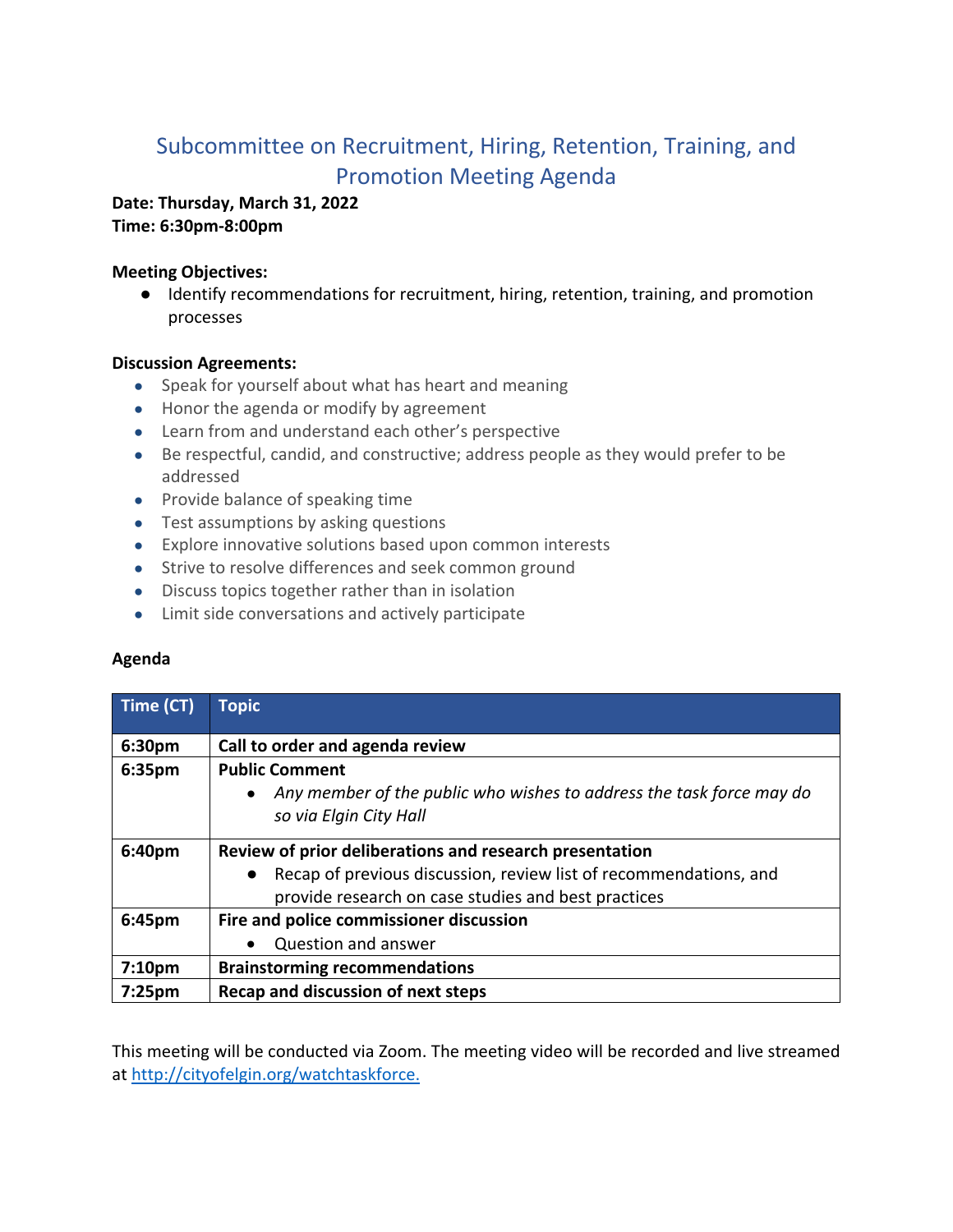# Subcommittee on Recruitment, Hiring, Retention, Training, and Promotion Meeting Agenda

**Date: Thursday, March 31, 2022**
**Time: 6:30pm-8:00pm**

**Meeting Objectives:**

- Identify recommendations for recruitment, hiring, retention, training, and promotion processes

**Discussion Agreements:**

- Speak for yourself about what has heart and meaning
- Honor the agenda or modify by agreement
- Learn from and understand each other's perspective
- Be respectful, candid, and constructive; address people as they would prefer to be addressed
- Provide balance of speaking time
- Test assumptions by asking questions
- Explore innovative solutions based upon common interests
- Strive to resolve differences and seek common ground
- Discuss topics together rather than in isolation
- Limit side conversations and actively participate

**Agenda**

| Time (CT) | Topic |
|---|---|
| **6:30pm** | **Call to order and agenda review** |
| **6:35pm** | **Public Comment**<br>• *Any member of the public who wishes to address the task force may do so via Elgin City Hall* |
| **6:40pm** | **Review of prior deliberations and research presentation**<br>• Recap of previous discussion, review list of recommendations, and provide research on case studies and best practices |
| **6:45pm** | **Fire and police commissioner discussion**<br>• Question and answer |
| **7:10pm** | **Brainstorming recommendations** |
| **7:25pm** | **Recap and discussion of next steps** |

This meeting will be conducted via Zoom. The meeting video will be recorded and live streamed at [http://cityofelgin.org/watchtaskforce.](http://cityofelgin.org/watchtaskforce)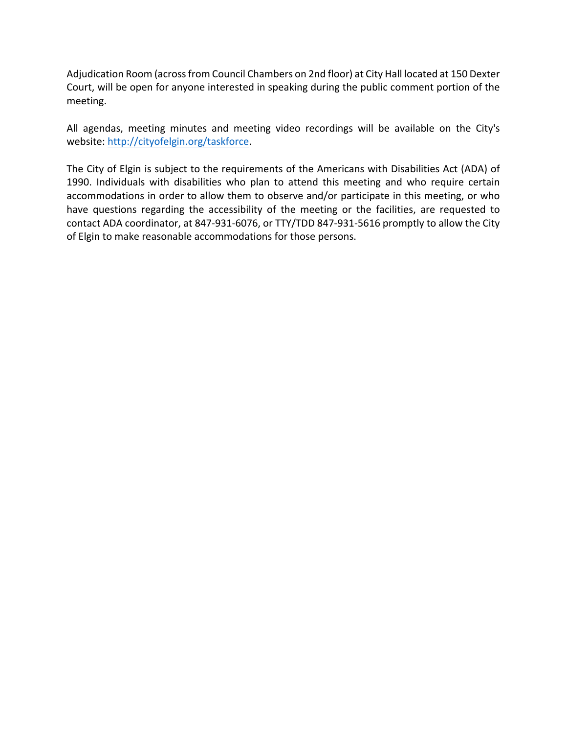Adjudication Room (across from Council Chambers on 2nd floor) at City Hall located at 150 Dexter Court, will be open for anyone interested in speaking during the public comment portion of the meeting.

All agendas, meeting minutes and meeting video recordings will be available on the City's website: [http://cityofelgin.org/taskforce](http://cityofelgin.org/taskforce).

The City of Elgin is subject to the requirements of the Americans with Disabilities Act (ADA) of 1990. Individuals with disabilities who plan to attend this meeting and who require certain accommodations in order to allow them to observe and/or participate in this meeting, or who have questions regarding the accessibility of the meeting or the facilities, are requested to contact ADA coordinator, at 847-931-6076, or TTY/TDD 847-931-5616 promptly to allow the City of Elgin to make reasonable accommodations for those persons.